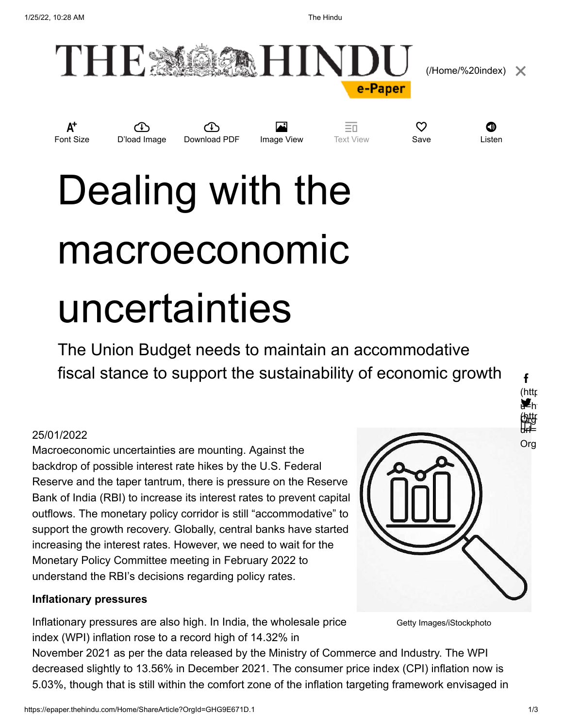# Dealing with the macroeconomic uncertainties

The Union Budget needs to maintain an accommodative fiscal stance to support the sustainability of economic growth

25/01/2022

Macroeconomic uncertainties are mounting. Against the backdrop of possible interest rate hikes by the U.S. Federal Reserve and the taper tantrum, there is pressure on the Reserve Bank of India (RBI) to increase its interest rates to prevent capital outflows. The monetary policy corridor is still “accommodative” to support the growth recovery. Globally, central banks have started increasing the interest rates. However, we need to wait for the Monetary Policy Committee meeting in February 2022 to understand the RBI’s decisions regarding policy rates.

Getty Images/iStockphoto

**Inflationary pressures**

Inflationary pressures are also high. In India, the wholesale price index (WPI) inflation rose to a record high of 14.32% in November 2021 as per the data released by the Ministry of Commerce and Industry. The WPI decreased slightly to 13.56% in December 2021. The consumer price index (CPI) inflation now is 5.03%, though that is still within the comfort zone of the inflation targeting framework envisaged in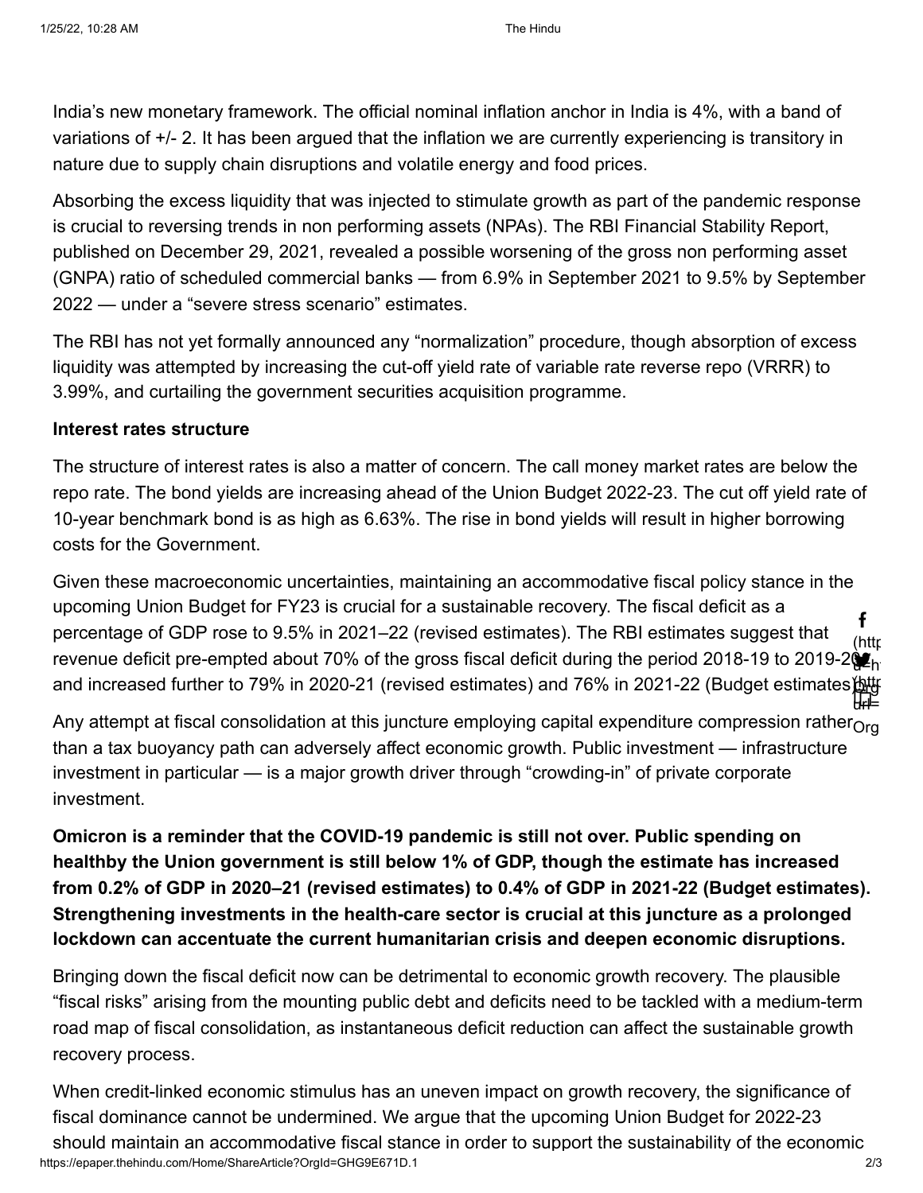India's new monetary framework. The official nominal inflation anchor in India is 4%, with a band of variations of +/- 2. It has been argued that the inflation we are currently experiencing is transitory in nature due to supply chain disruptions and volatile energy and food prices.

Absorbing the excess liquidity that was injected to stimulate growth as part of the pandemic response is crucial to reversing trends in non performing assets (NPAs). The RBI Financial Stability Report, published on December 29, 2021, revealed a possible worsening of the gross non performing asset (GNPA) ratio of scheduled commercial banks — from 6.9% in September 2021 to 9.5% by September 2022 — under a "severe stress scenario" estimates.

The RBI has not yet formally announced any "normalization" procedure, though absorption of excess liquidity was attempted by increasing the cut-off yield rate of variable rate reverse repo (VRRR) to 3.99%, and curtailing the government securities acquisition programme.

**Interest rates structure**

The structure of interest rates is also a matter of concern. The call money market rates are below the repo rate. The bond yields are increasing ahead of the Union Budget 2022-23. The cut off yield rate of 10-year benchmark bond is as high as 6.63%. The rise in bond yields will result in higher borrowing costs for the Government.

Given these macroeconomic uncertainties, maintaining an accommodative fiscal policy stance in the upcoming Union Budget for FY23 is crucial for a sustainable recovery. The fiscal deficit as a percentage of GDP rose to 9.5% in 2021–22 (revised estimates). The RBI estimates suggest that revenue deficit pre-empted about 70% of the gross fiscal deficit during the period 2018-19 to 2019-20 and increased further to 79% in 2020-21 (revised estimates) and 76% in 2021-22 (Budget estimates).

Any attempt at fiscal consolidation at this juncture employing capital expenditure compression rather than a tax buoyancy path can adversely affect economic growth. Public investment — infrastructure investment in particular — is a major growth driver through "crowding-in" of private corporate investment.

**Omicron is a reminder that the COVID-19 pandemic is still not over. Public spending on healthby the Union government is still below 1% of GDP, though the estimate has increased from 0.2% of GDP in 2020–21 (revised estimates) to 0.4% of GDP in 2021-22 (Budget estimates). Strengthening investments in the health-care sector is crucial at this juncture as a prolonged lockdown can accentuate the current humanitarian crisis and deepen economic disruptions.**

Bringing down the fiscal deficit now can be detrimental to economic growth recovery. The plausible "fiscal risks" arising from the mounting public debt and deficits need to be tackled with a medium-term road map of fiscal consolidation, as instantaneous deficit reduction can affect the sustainable growth recovery process.

When credit-linked economic stimulus has an uneven impact on growth recovery, the significance of fiscal dominance cannot be undermined. We argue that the upcoming Union Budget for 2022-23 should maintain an accommodative fiscal stance in order to support the sustainability of the economic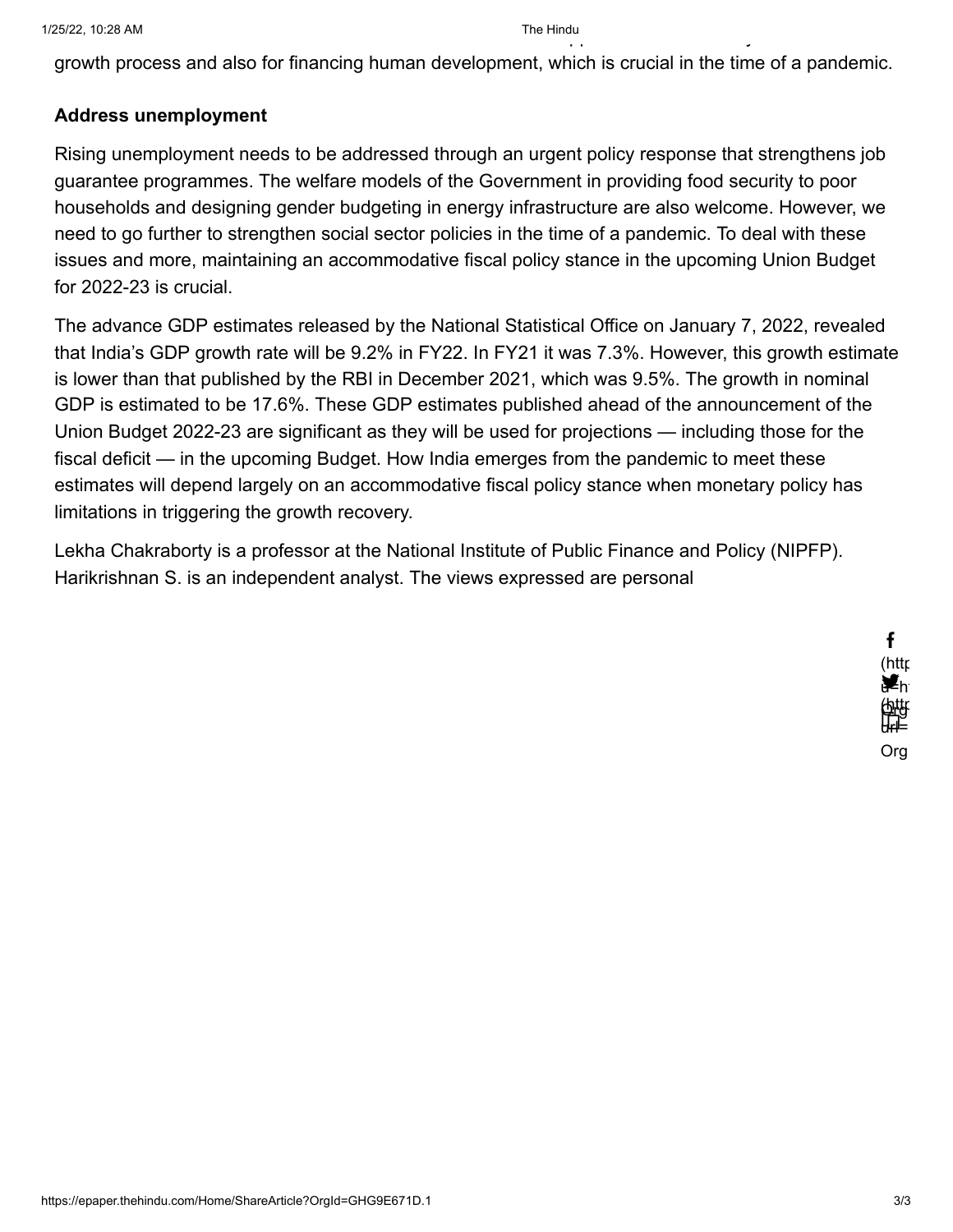growth process and also for financing human development, which is crucial in the time of a pandemic.

### Address unemployment

Rising unemployment needs to be addressed through an urgent policy response that strengthens job guarantee programmes. The welfare models of the Government in providing food security to poor households and designing gender budgeting in energy infrastructure are also welcome. However, we need to go further to strengthen social sector policies in the time of a pandemic. To deal with these issues and more, maintaining an accommodative fiscal policy stance in the upcoming Union Budget for 2022-23 is crucial.

The advance GDP estimates released by the National Statistical Office on January 7, 2022, revealed that India's GDP growth rate will be 9.2% in FY22. In FY21 it was 7.3%. However, this growth estimate is lower than that published by the RBI in December 2021, which was 9.5%. The growth in nominal GDP is estimated to be 17.6%. These GDP estimates published ahead of the announcement of the Union Budget 2022-23 are significant as they will be used for projections — including those for the fiscal deficit — in the upcoming Budget. How India emerges from the pandemic to meet these estimates will depend largely on an accommodative fiscal policy stance when monetary policy has limitations in triggering the growth recovery.

Lekha Chakraborty is a professor at the National Institute of Public Finance and Policy (NIPFP). Harikrishnan S. is an independent analyst. The views expressed are personal